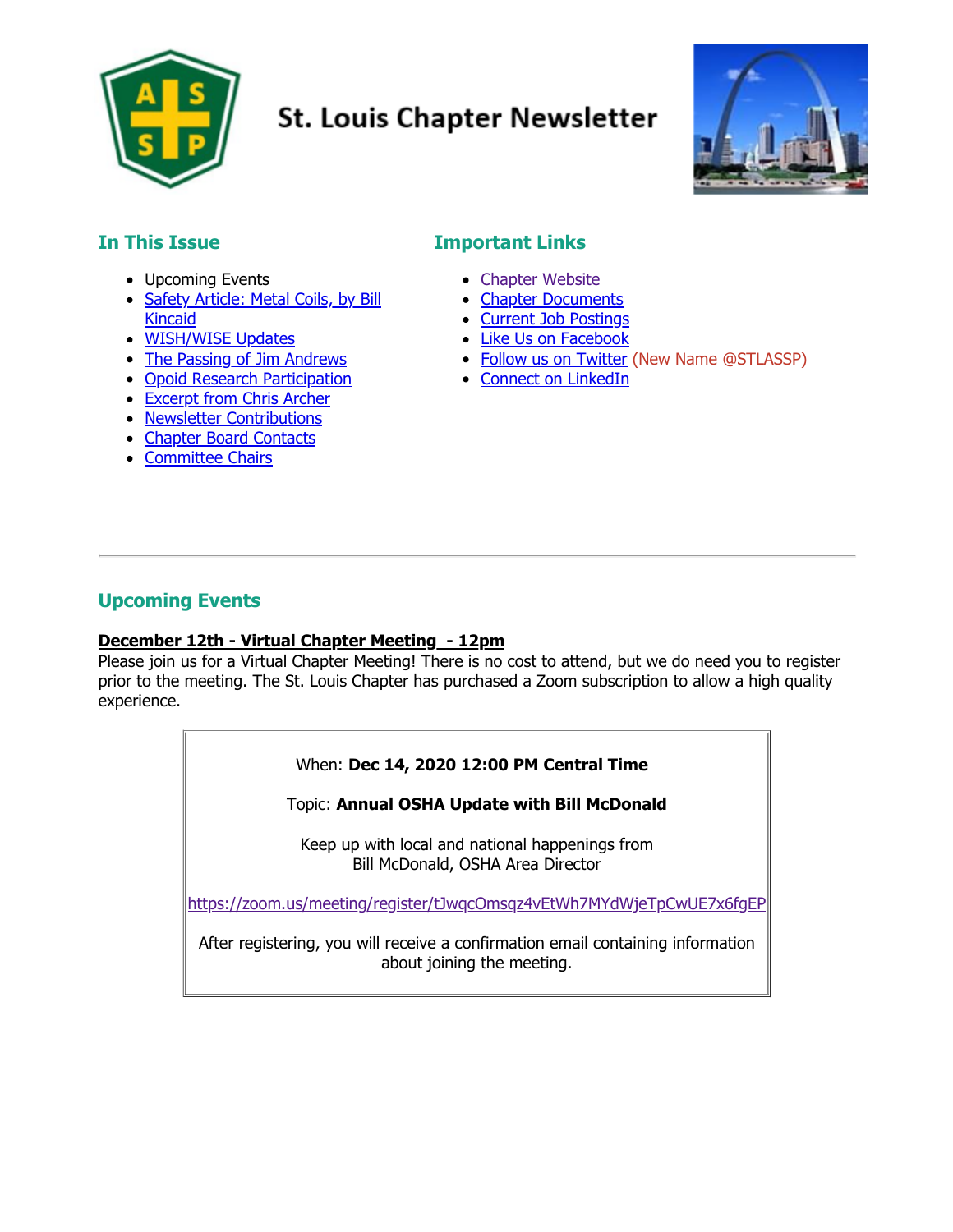# St. Louis Chapter Newsletter

## In This Issue

- Upcoming Events
- Safety Article: Metal Coils, by Bill Kincaid
- WISH/WISE Updates
- The Passing of Jim Andrews
- Opoid Research Participation
- Excerpt from Chris Archer
- Newsletter Contributions
- Chapter Board Contacts
- Committee Chairs

## Important Links

- Chapter Website
- Chapter Documents
- Current Job Postings
- Like Us on Facebook
- Follow us on Twitter (New Name @STLASSP)
- Connect on LinkedIn

---

## Upcoming Events

**December 12th - Virtual Chapter Meeting - 12pm**

Please join us for a Virtual Chapter Meeting! There is no cost to attend, but we do need you to register prior to the meeting. The St. Louis Chapter has purchased a Zoom subscription to allow a high quality experience.

When: **Dec 14, 2020 12:00 PM Central Time**

Topic: **Annual OSHA Update with Bill McDonald**

Keep up with local and national happenings from Bill McDonald, OSHA Area Director

https://zoom.us/meeting/register/tJwqcOmsqz4vEtWh7MYdWjeTpCwUE7x6fgEP

After registering, you will receive a confirmation email containing information about joining the meeting.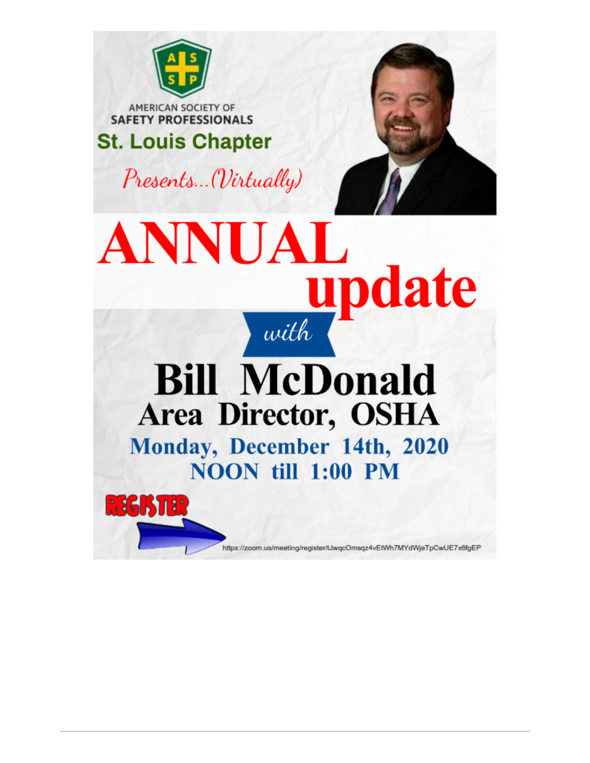AMERICAN SOCIETY OF SAFETY PROFESSIONALS

**St. Louis Chapter**

*Presents...(Virtually)*

# ANNUAL update

*with*

# Bill McDonald

## Area Director, OSHA

**Monday, December 14th, 2020**

**NOON till 1:00 PM**

**REGISTER**

https://zoom.us/meeting/register/tJwqcOmsqz4vEtWh7MYdWjeTpCwUE7x6fgEP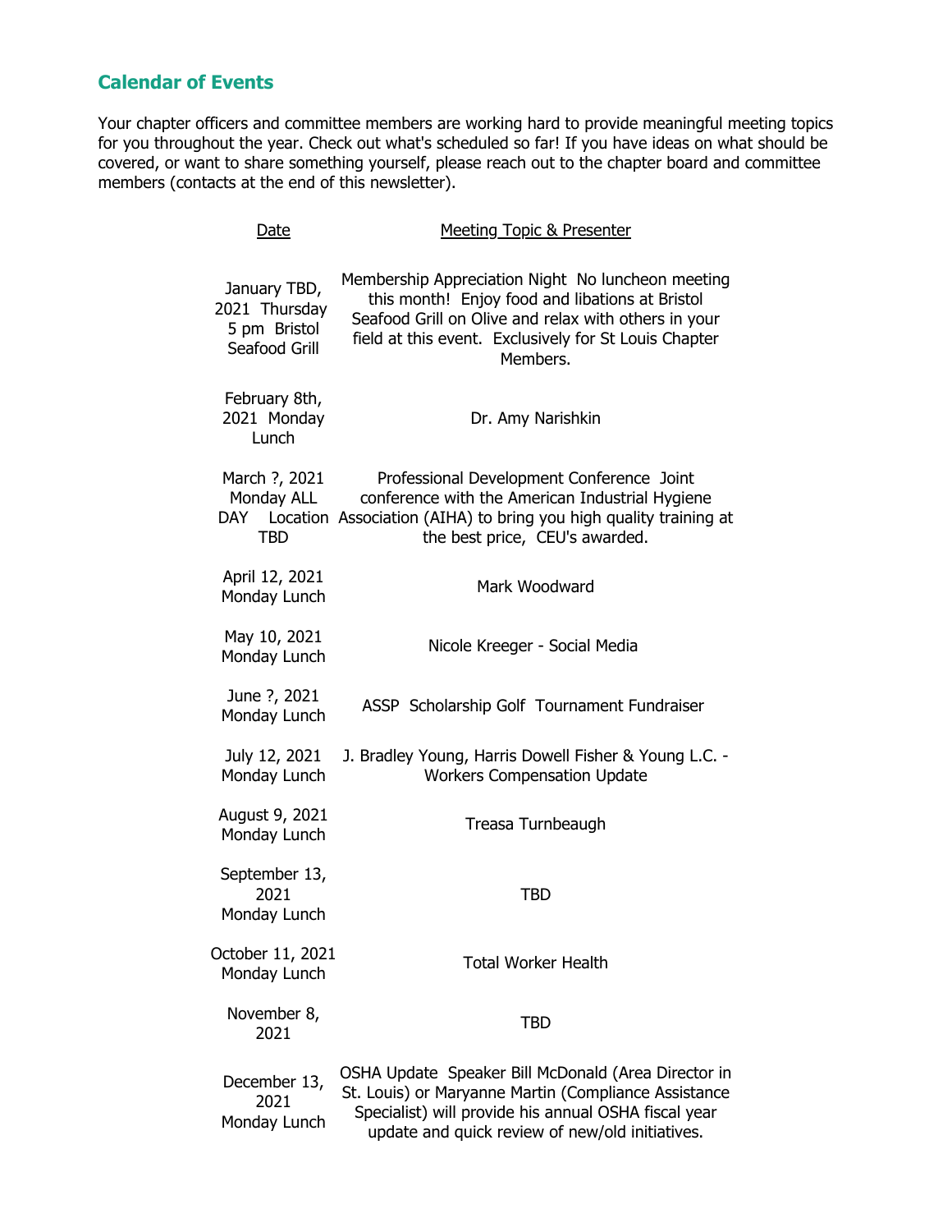## Calendar of Events

Your chapter officers and committee members are working hard to provide meaningful meeting topics for you throughout the year. Check out what's scheduled so far! If you have ideas on what should be covered, or want to share something yourself, please reach out to the chapter board and committee members (contacts at the end of this newsletter).

| Date | Meeting Topic & Presenter |
|---|---|
| January TBD, 2021 Thursday 5 pm Bristol Seafood Grill | Membership Appreciation Night No luncheon meeting this month! Enjoy food and libations at Bristol Seafood Grill on Olive and relax with others in your field at this event. Exclusively for St Louis Chapter Members. |
| February 8th, 2021 Monday Lunch | Dr. Amy Narishkin |
| March ?, 2021 Monday ALL DAY Location TBD | Professional Development Conference Joint conference with the American Industrial Hygiene Association (AIHA) to bring you high quality training at the best price, CEU's awarded. |
| April 12, 2021 Monday Lunch | Mark Woodward |
| May 10, 2021 Monday Lunch | Nicole Kreeger - Social Media |
| June ?, 2021 Monday Lunch | ASSP Scholarship Golf Tournament Fundraiser |
| July 12, 2021 Monday Lunch | J. Bradley Young, Harris Dowell Fisher & Young L.C. - Workers Compensation Update |
| August 9, 2021 Monday Lunch | Treasa Turnbeaugh |
| September 13, 2021 Monday Lunch | TBD |
| October 11, 2021 Monday Lunch | Total Worker Health |
| November 8, 2021 | TBD |
| December 13, 2021 Monday Lunch | OSHA Update Speaker Bill McDonald (Area Director in St. Louis) or Maryanne Martin (Compliance Assistance Specialist) will provide his annual OSHA fiscal year update and quick review of new/old initiatives. |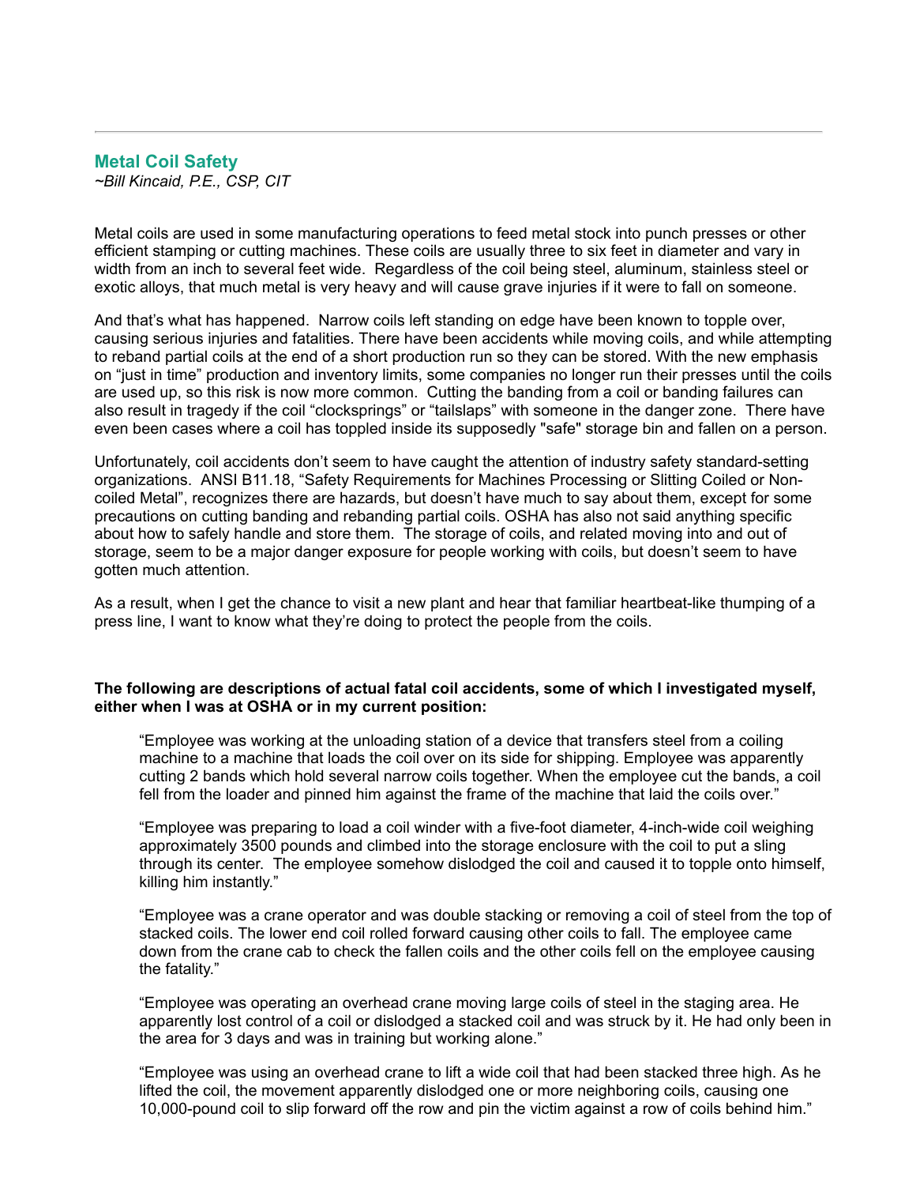## Metal Coil Safety

*~Bill Kincaid, P.E., CSP, CIT*

Metal coils are used in some manufacturing operations to feed metal stock into punch presses or other efficient stamping or cutting machines. These coils are usually three to six feet in diameter and vary in width from an inch to several feet wide. Regardless of the coil being steel, aluminum, stainless steel or exotic alloys, that much metal is very heavy and will cause grave injuries if it were to fall on someone.

And that's what has happened. Narrow coils left standing on edge have been known to topple over, causing serious injuries and fatalities. There have been accidents while moving coils, and while attempting to reband partial coils at the end of a short production run so they can be stored. With the new emphasis on "just in time" production and inventory limits, some companies no longer run their presses until the coils are used up, so this risk is now more common. Cutting the banding from a coil or banding failures can also result in tragedy if the coil "clocksprings" or "tailslaps" with someone in the danger zone. There have even been cases where a coil has toppled inside its supposedly "safe" storage bin and fallen on a person.

Unfortunately, coil accidents don't seem to have caught the attention of industry safety standard-setting organizations. ANSI B11.18, "Safety Requirements for Machines Processing or Slitting Coiled or Non-coiled Metal", recognizes there are hazards, but doesn't have much to say about them, except for some precautions on cutting banding and rebanding partial coils. OSHA has also not said anything specific about how to safely handle and store them. The storage of coils, and related moving into and out of storage, seem to be a major danger exposure for people working with coils, but doesn't seem to have gotten much attention.

As a result, when I get the chance to visit a new plant and hear that familiar heartbeat-like thumping of a press line, I want to know what they're doing to protect the people from the coils.

**The following are descriptions of actual fatal coil accidents, some of which I investigated myself, either when I was at OSHA or in my current position:**

> "Employee was working at the unloading station of a device that transfers steel from a coiling machine to a machine that loads the coil over on its side for shipping. Employee was apparently cutting 2 bands which hold several narrow coils together. When the employee cut the bands, a coil fell from the loader and pinned him against the frame of the machine that laid the coils over."
>
> "Employee was preparing to load a coil winder with a five-foot diameter, 4-inch-wide coil weighing approximately 3500 pounds and climbed into the storage enclosure with the coil to put a sling through its center. The employee somehow dislodged the coil and caused it to topple onto himself, killing him instantly."
>
> "Employee was a crane operator and was double stacking or removing a coil of steel from the top of stacked coils. The lower end coil rolled forward causing other coils to fall. The employee came down from the crane cab to check the fallen coils and the other coils fell on the employee causing the fatality."
>
> "Employee was operating an overhead crane moving large coils of steel in the staging area. He apparently lost control of a coil or dislodged a stacked coil and was struck by it. He had only been in the area for 3 days and was in training but working alone."
>
> "Employee was using an overhead crane to lift a wide coil that had been stacked three high. As he lifted the coil, the movement apparently dislodged one or more neighboring coils, causing one 10,000-pound coil to slip forward off the row and pin the victim against a row of coils behind him."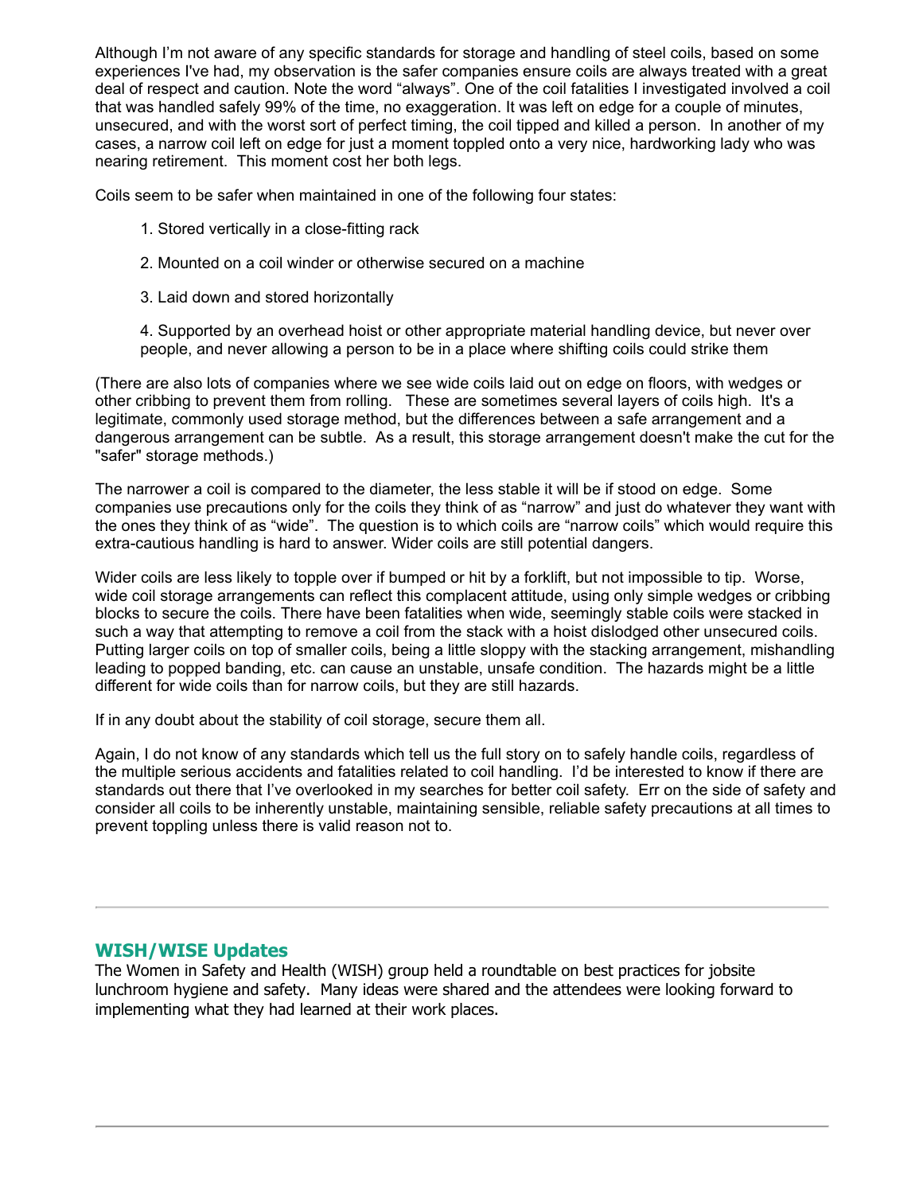Although I'm not aware of any specific standards for storage and handling of steel coils, based on some experiences I've had, my observation is the safer companies ensure coils are always treated with a great deal of respect and caution. Note the word "always". One of the coil fatalities I investigated involved a coil that was handled safely 99% of the time, no exaggeration. It was left on edge for a couple of minutes, unsecured, and with the worst sort of perfect timing, the coil tipped and killed a person. In another of my cases, a narrow coil left on edge for just a moment toppled onto a very nice, hardworking lady who was nearing retirement. This moment cost her both legs.

Coils seem to be safer when maintained in one of the following four states:

1. Stored vertically in a close-fitting rack

2. Mounted on a coil winder or otherwise secured on a machine

3. Laid down and stored horizontally

4. Supported by an overhead hoist or other appropriate material handling device, but never over people, and never allowing a person to be in a place where shifting coils could strike them

(There are also lots of companies where we see wide coils laid out on edge on floors, with wedges or other cribbing to prevent them from rolling. These are sometimes several layers of coils high. It's a legitimate, commonly used storage method, but the differences between a safe arrangement and a dangerous arrangement can be subtle. As a result, this storage arrangement doesn't make the cut for the "safer" storage methods.)

The narrower a coil is compared to the diameter, the less stable it will be if stood on edge. Some companies use precautions only for the coils they think of as "narrow" and just do whatever they want with the ones they think of as "wide". The question is to which coils are "narrow coils" which would require this extra-cautious handling is hard to answer. Wider coils are still potential dangers.

Wider coils are less likely to topple over if bumped or hit by a forklift, but not impossible to tip. Worse, wide coil storage arrangements can reflect this complacent attitude, using only simple wedges or cribbing blocks to secure the coils. There have been fatalities when wide, seemingly stable coils were stacked in such a way that attempting to remove a coil from the stack with a hoist dislodged other unsecured coils. Putting larger coils on top of smaller coils, being a little sloppy with the stacking arrangement, mishandling leading to popped banding, etc. can cause an unstable, unsafe condition. The hazards might be a little different for wide coils than for narrow coils, but they are still hazards.

If in any doubt about the stability of coil storage, secure them all.

Again, I do not know of any standards which tell us the full story on to safely handle coils, regardless of the multiple serious accidents and fatalities related to coil handling. I'd be interested to know if there are standards out there that I've overlooked in my searches for better coil safety. Err on the side of safety and consider all coils to be inherently unstable, maintaining sensible, reliable safety precautions at all times to prevent toppling unless there is valid reason not to.

---

## WISH/WISE Updates

The Women in Safety and Health (WISH) group held a roundtable on best practices for jobsite lunchroom hygiene and safety. Many ideas were shared and the attendees were looking forward to implementing what they had learned at their work places.

---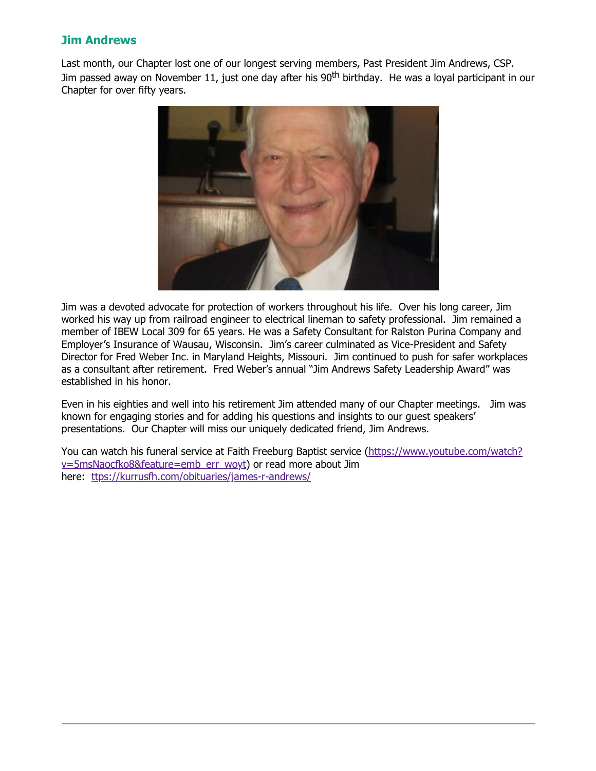## Jim Andrews

Last month, our Chapter lost one of our longest serving members, Past President Jim Andrews, CSP. Jim passed away on November 11, just one day after his 90th birthday. He was a loyal participant in our Chapter for over fifty years.

Jim was a devoted advocate for protection of workers throughout his life. Over his long career, Jim worked his way up from railroad engineer to electrical lineman to safety professional. Jim remained a member of IBEW Local 309 for 65 years. He was a Safety Consultant for Ralston Purina Company and Employer's Insurance of Wausau, Wisconsin. Jim's career culminated as Vice-President and Safety Director for Fred Weber Inc. in Maryland Heights, Missouri. Jim continued to push for safer workplaces as a consultant after retirement. Fred Weber's annual "Jim Andrews Safety Leadership Award" was established in his honor.

Even in his eighties and well into his retirement Jim attended many of our Chapter meetings. Jim was known for engaging stories and for adding his questions and insights to our guest speakers' presentations. Our Chapter will miss our uniquely dedicated friend, Jim Andrews.

You can watch his funeral service at Faith Freeburg Baptist service (https://www.youtube.com/watch?v=5msNaocfko8&feature=emb_err_woyt) or read more about Jim here: ttps://kurrusfh.com/obituaries/james-r-andrews/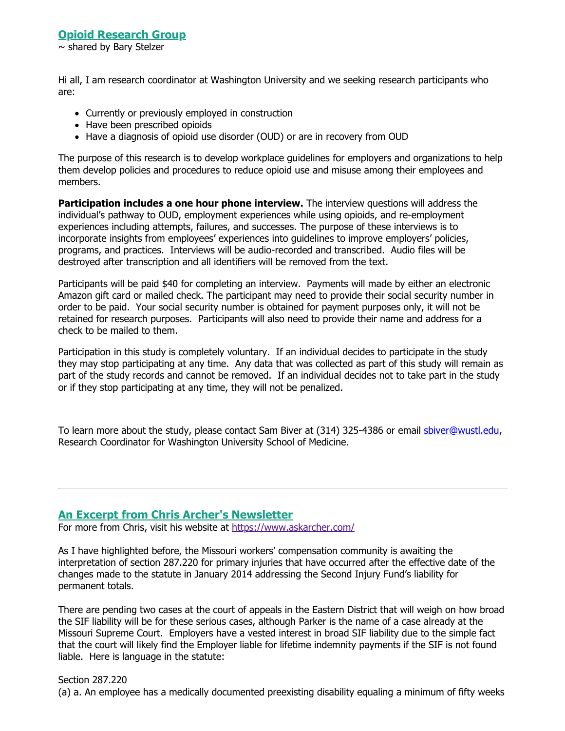## Opioid Research Group

~ shared by Bary Stelzer

Hi all, I am research coordinator at Washington University and we seeking research participants who are:

- Currently or previously employed in construction
- Have been prescribed opioids
- Have a diagnosis of opioid use disorder (OUD) or are in recovery from OUD

The purpose of this research is to develop workplace guidelines for employers and organizations to help them develop policies and procedures to reduce opioid use and misuse among their employees and members.

**Participation includes a one hour phone interview.** The interview questions will address the individual's pathway to OUD, employment experiences while using opioids, and re-employment experiences including attempts, failures, and successes. The purpose of these interviews is to incorporate insights from employees' experiences into guidelines to improve employers' policies, programs, and practices. Interviews will be audio-recorded and transcribed. Audio files will be destroyed after transcription and all identifiers will be removed from the text.

Participants will be paid $40 for completing an interview. Payments will made by either an electronic Amazon gift card or mailed check. The participant may need to provide their social security number in order to be paid. Your social security number is obtained for payment purposes only, it will not be retained for research purposes. Participants will also need to provide their name and address for a check to be mailed to them.

Participation in this study is completely voluntary. If an individual decides to participate in the study they may stop participating at any time. Any data that was collected as part of this study will remain as part of the study records and cannot be removed. If an individual decides not to take part in the study or if they stop participating at any time, they will not be penalized.

To learn more about the study, please contact Sam Biver at (314) 325-4386 or email sbiver@wustl.edu, Research Coordinator for Washington University School of Medicine.

---

## An Excerpt from Chris Archer's Newsletter

For more from Chris, visit his website at https://www.askarcher.com/

As I have highlighted before, the Missouri workers' compensation community is awaiting the interpretation of section 287.220 for primary injuries that have occurred after the effective date of the changes made to the statute in January 2014 addressing the Second Injury Fund's liability for permanent totals.

There are pending two cases at the court of appeals in the Eastern District that will weigh on how broad the SIF liability will be for these serious cases, although Parker is the name of a case already at the Missouri Supreme Court. Employers have a vested interest in broad SIF liability due to the simple fact that the court will likely find the Employer liable for lifetime indemnity payments if the SIF is not found liable. Here is language in the statute:

Section 287.220

(a) a. An employee has a medically documented preexisting disability equaling a minimum of fifty weeks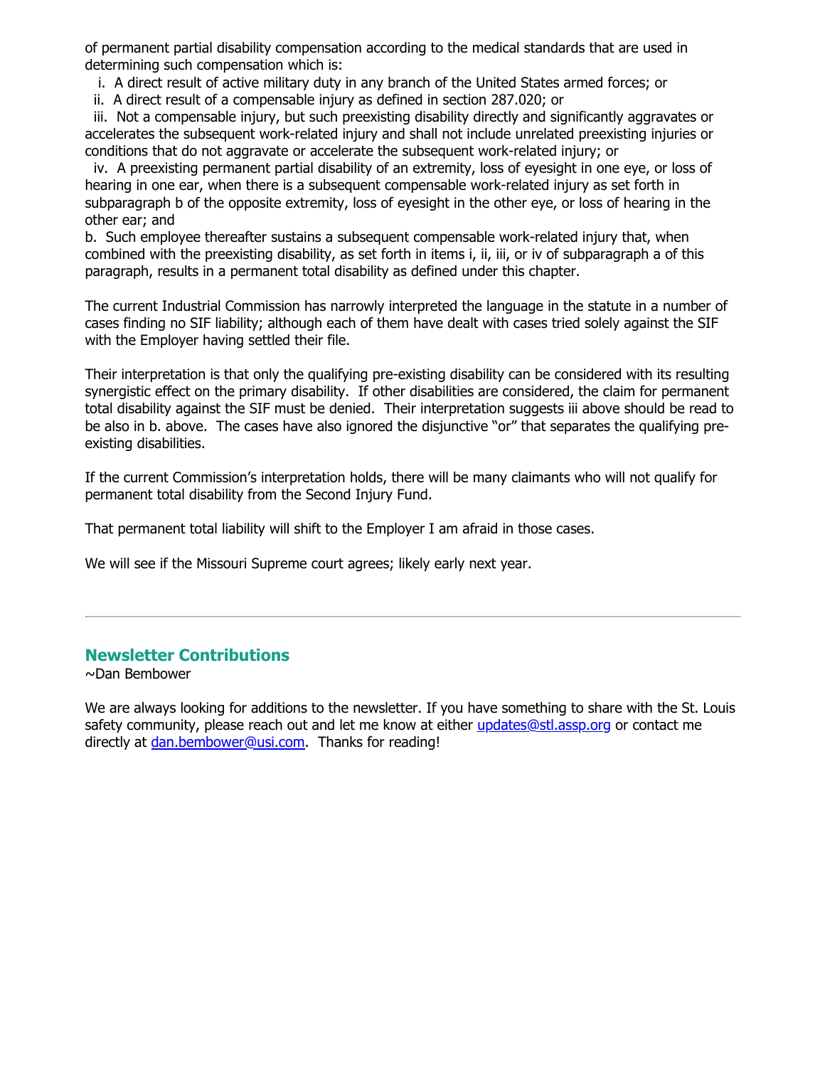of permanent partial disability compensation according to the medical standards that are used in determining such compensation which is:

i. A direct result of active military duty in any branch of the United States armed forces; or

ii. A direct result of a compensable injury as defined in section 287.020; or

iii. Not a compensable injury, but such preexisting disability directly and significantly aggravates or accelerates the subsequent work-related injury and shall not include unrelated preexisting injuries or conditions that do not aggravate or accelerate the subsequent work-related injury; or

iv. A preexisting permanent partial disability of an extremity, loss of eyesight in one eye, or loss of hearing in one ear, when there is a subsequent compensable work-related injury as set forth in subparagraph b of the opposite extremity, loss of eyesight in the other eye, or loss of hearing in the other ear; and

b. Such employee thereafter sustains a subsequent compensable work-related injury that, when combined with the preexisting disability, as set forth in items i, ii, iii, or iv of subparagraph a of this paragraph, results in a permanent total disability as defined under this chapter.

The current Industrial Commission has narrowly interpreted the language in the statute in a number of cases finding no SIF liability; although each of them have dealt with cases tried solely against the SIF with the Employer having settled their file.

Their interpretation is that only the qualifying pre-existing disability can be considered with its resulting synergistic effect on the primary disability. If other disabilities are considered, the claim for permanent total disability against the SIF must be denied. Their interpretation suggests iii above should be read to be also in b. above. The cases have also ignored the disjunctive "or" that separates the qualifying pre-existing disabilities.

If the current Commission's interpretation holds, there will be many claimants who will not qualify for permanent total disability from the Second Injury Fund.

That permanent total liability will shift to the Employer I am afraid in those cases.

We will see if the Missouri Supreme court agrees; likely early next year.

---

## Newsletter Contributions

~Dan Bembower

We are always looking for additions to the newsletter. If you have something to share with the St. Louis safety community, please reach out and let me know at either updates@stl.assp.org or contact me directly at dan.bembower@usi.com. Thanks for reading!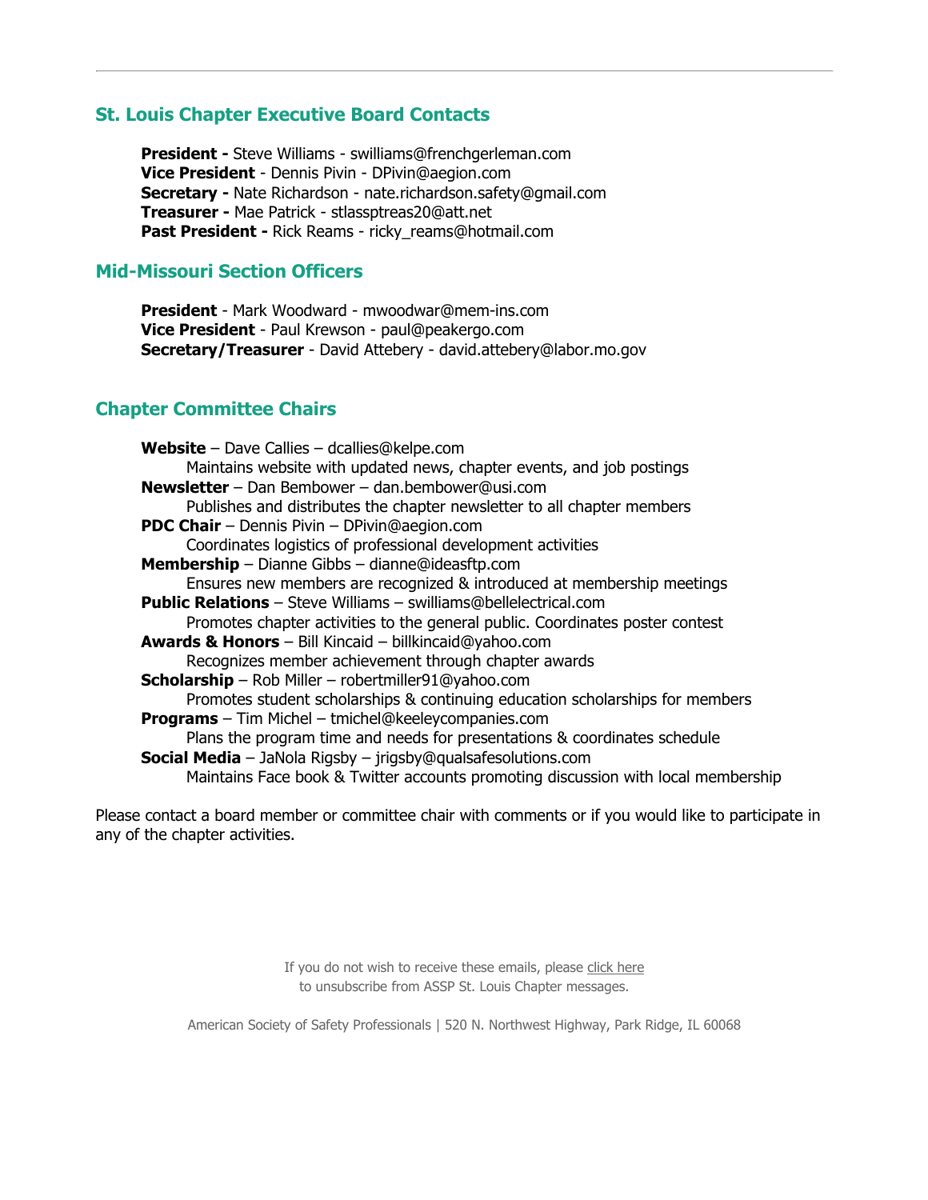---

## St. Louis Chapter Executive Board Contacts

**President -** Steve Williams - swilliams@frenchgerleman.com
**Vice President** - Dennis Pivin - DPivin@aegion.com
**Secretary -** Nate Richardson - nate.richardson.safety@gmail.com
**Treasurer -** Mae Patrick - stlassptreas20@att.net
**Past President -** Rick Reams - ricky_reams@hotmail.com

## Mid-Missouri Section Officers

**President** - Mark Woodward - mwoodwar@mem-ins.com
**Vice President** - Paul Krewson - paul@peakergo.com
**Secretary/Treasurer** - David Attebery - david.attebery@labor.mo.gov

## Chapter Committee Chairs

**Website** – Dave Callies – dcallies@kelpe.com
Maintains website with updated news, chapter events, and job postings

**Newsletter** – Dan Bembower – dan.bembower@usi.com
Publishes and distributes the chapter newsletter to all chapter members

**PDC Chair** – Dennis Pivin – DPivin@aegion.com
Coordinates logistics of professional development activities

**Membership** – Dianne Gibbs – dianne@ideasftp.com
Ensures new members are recognized & introduced at membership meetings

**Public Relations** – Steve Williams – swilliams@bellelectrical.com
Promotes chapter activities to the general public. Coordinates poster contest

**Awards & Honors** – Bill Kincaid – billkincaid@yahoo.com
Recognizes member achievement through chapter awards

**Scholarship** – Rob Miller – robertmiller91@yahoo.com
Promotes student scholarships & continuing education scholarships for members

**Programs** – Tim Michel – tmichel@keeleycompanies.com
Plans the program time and needs for presentations & coordinates schedule

**Social Media** – JaNola Rigsby – jrigsby@qualsafesolutions.com
Maintains Face book & Twitter accounts promoting discussion with local membership

Please contact a board member or committee chair with comments or if you would like to participate in any of the chapter activities.

If you do not wish to receive these emails, please click here
to unsubscribe from ASSP St. Louis Chapter messages.

American Society of Safety Professionals | 520 N. Northwest Highway, Park Ridge, IL 60068